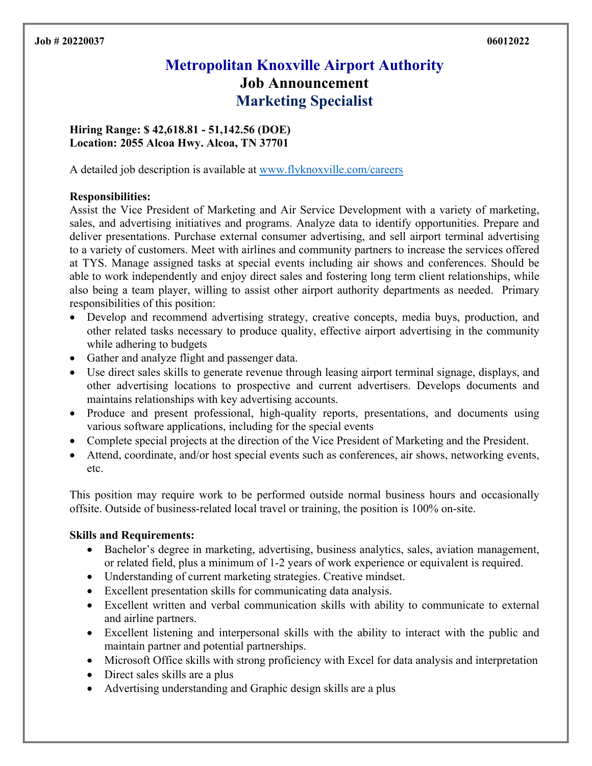**Job # 20220037** **06012022**

# Metropolitan Knoxville Airport Authority
## Job Announcement
## Marketing Specialist

**Hiring Range: $ 42,618.81 - 51,142.56 (DOE)**
**Location: 2055 Alcoa Hwy. Alcoa, TN 37701**

A detailed job description is available at [www.flyknoxville.com/careers](www.flyknoxville.com/careers)

**Responsibilities:**

Assist the Vice President of Marketing and Air Service Development with a variety of marketing, sales, and advertising initiatives and programs. Analyze data to identify opportunities. Prepare and deliver presentations. Purchase external consumer advertising, and sell airport terminal advertising to a variety of customers. Meet with airlines and community partners to increase the services offered at TYS. Manage assigned tasks at special events including air shows and conferences. Should be able to work independently and enjoy direct sales and fostering long term client relationships, while also being a team player, willing to assist other airport authority departments as needed. Primary responsibilities of this position:

- Develop and recommend advertising strategy, creative concepts, media buys, production, and other related tasks necessary to produce quality, effective airport advertising in the community while adhering to budgets
- Gather and analyze flight and passenger data.
- Use direct sales skills to generate revenue through leasing airport terminal signage, displays, and other advertising locations to prospective and current advertisers. Develops documents and maintains relationships with key advertising accounts.
- Produce and present professional, high-quality reports, presentations, and documents using various software applications, including for the special events
- Complete special projects at the direction of the Vice President of Marketing and the President.
- Attend, coordinate, and/or host special events such as conferences, air shows, networking events, etc.

This position may require work to be performed outside normal business hours and occasionally offsite. Outside of business-related local travel or training, the position is 100% on-site.

**Skills and Requirements:**

- Bachelor's degree in marketing, advertising, business analytics, sales, aviation management, or related field, plus a minimum of 1-2 years of work experience or equivalent is required.
- Understanding of current marketing strategies. Creative mindset.
- Excellent presentation skills for communicating data analysis.
- Excellent written and verbal communication skills with ability to communicate to external and airline partners.
- Excellent listening and interpersonal skills with the ability to interact with the public and maintain partner and potential partnerships.
- Microsoft Office skills with strong proficiency with Excel for data analysis and interpretation
- Direct sales skills are a plus
- Advertising understanding and Graphic design skills are a plus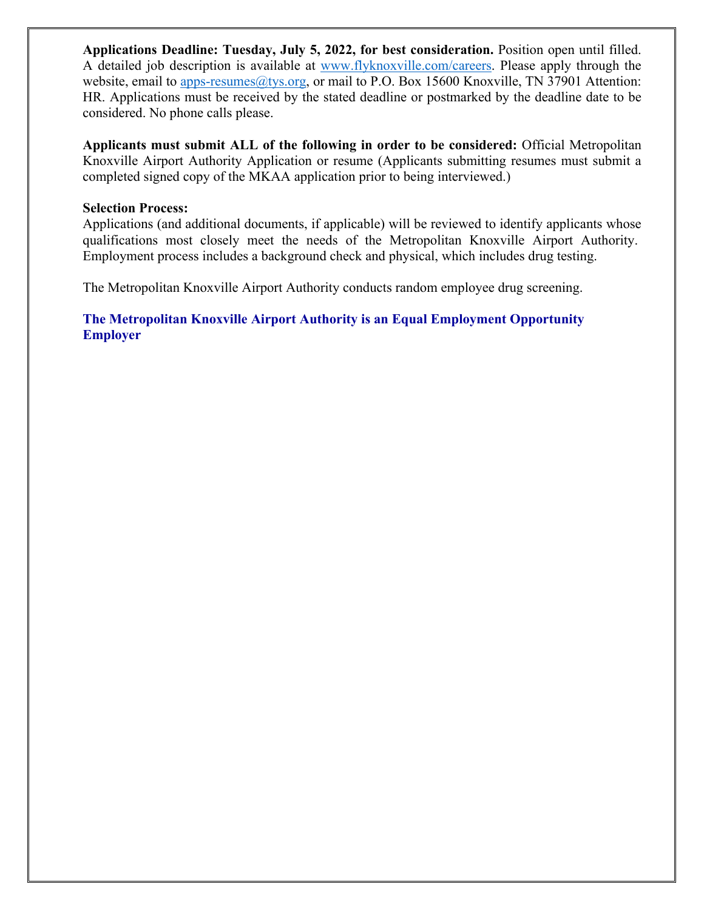**Applications Deadline: Tuesday, July 5, 2022, for best consideration.** Position open until filled. A detailed job description is available at www.flyknoxville.com/careers. Please apply through the website, email to apps-resumes@tys.org, or mail to P.O. Box 15600 Knoxville, TN 37901 Attention: HR. Applications must be received by the stated deadline or postmarked by the deadline date to be considered. No phone calls please.

**Applicants must submit ALL of the following in order to be considered:** Official Metropolitan Knoxville Airport Authority Application or resume (Applicants submitting resumes must submit a completed signed copy of the MKAA application prior to being interviewed.)

**Selection Process:**

Applications (and additional documents, if applicable) will be reviewed to identify applicants whose qualifications most closely meet the needs of the Metropolitan Knoxville Airport Authority. Employment process includes a background check and physical, which includes drug testing.

The Metropolitan Knoxville Airport Authority conducts random employee drug screening.

**The Metropolitan Knoxville Airport Authority is an Equal Employment Opportunity Employer**